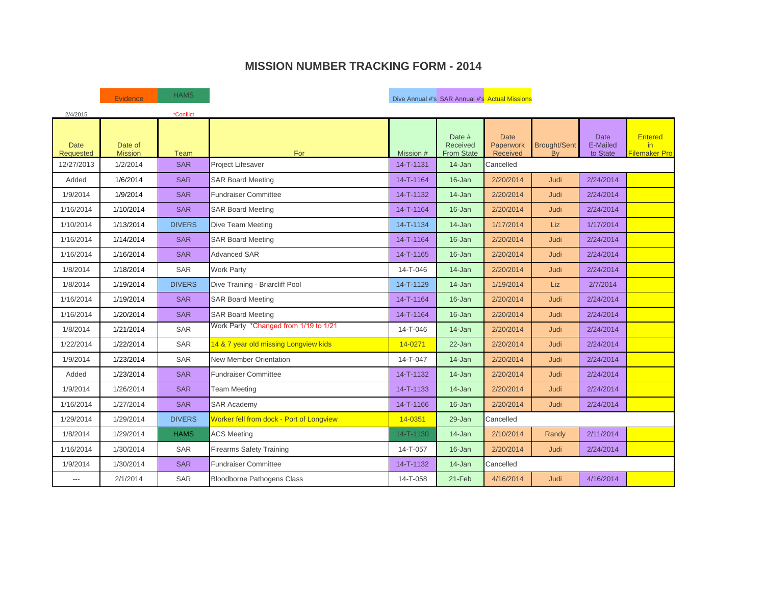# MISSION NUMBER TRACKING FORM - 2014

Evidence | HAMS | Dive Annual #'s | SAR Annual #'s | Actual Missions

2/4/2015 | *Conflict

| Date Requested | Date of Mission | Team | For | Mission # | Date # Received From State | Date Paperwork Received | Brought/Sent By | Date E-Mailed to State | Entered in Filemaker Pro |
|---|---|---|---|---|---|---|---|---|---|
| 12/27/2013 | 1/2/2014 | SAR | Project Lifesaver | 14-T-1131 | 14-Jan | Cancelled | | | |
| Added | 1/6/2014 | SAR | SAR Board Meeting | 14-T-1164 | 16-Jan | 2/20/2014 | Judi | 2/24/2014 | |
| 1/9/2014 | 1/9/2014 | SAR | Fundraiser Committee | 14-T-1132 | 14-Jan | 2/20/2014 | Judi | 2/24/2014 | |
| 1/16/2014 | 1/10/2014 | SAR | SAR Board Meeting | 14-T-1164 | 16-Jan | 2/20/2014 | Judi | 2/24/2014 | |
| 1/10/2014 | 1/13/2014 | DIVERS | Dive Team Meeting | 14-T-1134 | 14-Jan | 1/17/2014 | Liz | 1/17/2014 | |
| 1/16/2014 | 1/14/2014 | SAR | SAR Board Meeting | 14-T-1164 | 16-Jan | 2/20/2014 | Judi | 2/24/2014 | |
| 1/16/2014 | 1/16/2014 | SAR | Advanced SAR | 14-T-1165 | 16-Jan | 2/20/2014 | Judi | 2/24/2014 | |
| 1/8/2014 | 1/18/2014 | SAR | Work Party | 14-T-046 | 14-Jan | 2/20/2014 | Judi | 2/24/2014 | |
| 1/8/2014 | 1/19/2014 | DIVERS | Dive Training - Briarcliff Pool | 14-T-1129 | 14-Jan | 1/19/2014 | Liz | 2/7/2014 | |
| 1/16/2014 | 1/19/2014 | SAR | SAR Board Meeting | 14-T-1164 | 16-Jan | 2/20/2014 | Judi | 2/24/2014 | |
| 1/16/2014 | 1/20/2014 | SAR | SAR Board Meeting | 14-T-1164 | 16-Jan | 2/20/2014 | Judi | 2/24/2014 | |
| 1/8/2014 | 1/21/2014 | SAR | Work Party *Changed from 1/19 to 1/21 | 14-T-046 | 14-Jan | 2/20/2014 | Judi | 2/24/2014 | |
| 1/22/2014 | 1/22/2014 | SAR | 14 & 7 year old missing Longview kids | 14-0271 | 22-Jan | 2/20/2014 | Judi | 2/24/2014 | |
| 1/9/2014 | 1/23/2014 | SAR | New Member Orientation | 14-T-047 | 14-Jan | 2/20/2014 | Judi | 2/24/2014 | |
| Added | 1/23/2014 | SAR | Fundraiser Committee | 14-T-1132 | 14-Jan | 2/20/2014 | Judi | 2/24/2014 | |
| 1/9/2014 | 1/26/2014 | SAR | Team Meeting | 14-T-1133 | 14-Jan | 2/20/2014 | Judi | 2/24/2014 | |
| 1/16/2014 | 1/27/2014 | SAR | SAR Academy | 14-T-1166 | 16-Jan | 2/20/2014 | Judi | 2/24/2014 | |
| 1/29/2014 | 1/29/2014 | DIVERS | Worker fell from dock - Port of Longview | 14-0351 | 29-Jan | Cancelled | | | |
| 1/8/2014 | 1/29/2014 | HAMS | ACS Meeting | 14-T-1130 | 14-Jan | 2/10/2014 | Randy | 2/11/2014 | |
| 1/16/2014 | 1/30/2014 | SAR | Firearms Safety Training | 14-T-057 | 16-Jan | 2/20/2014 | Judi | 2/24/2014 | |
| 1/9/2014 | 1/30/2014 | SAR | Fundraiser Committee | 14-T-1132 | 14-Jan | Cancelled | | | |
| --- | 2/1/2014 | SAR | Bloodborne Pathogens Class | 14-T-058 | 21-Feb | 4/16/2014 | Judi | 4/16/2014 | |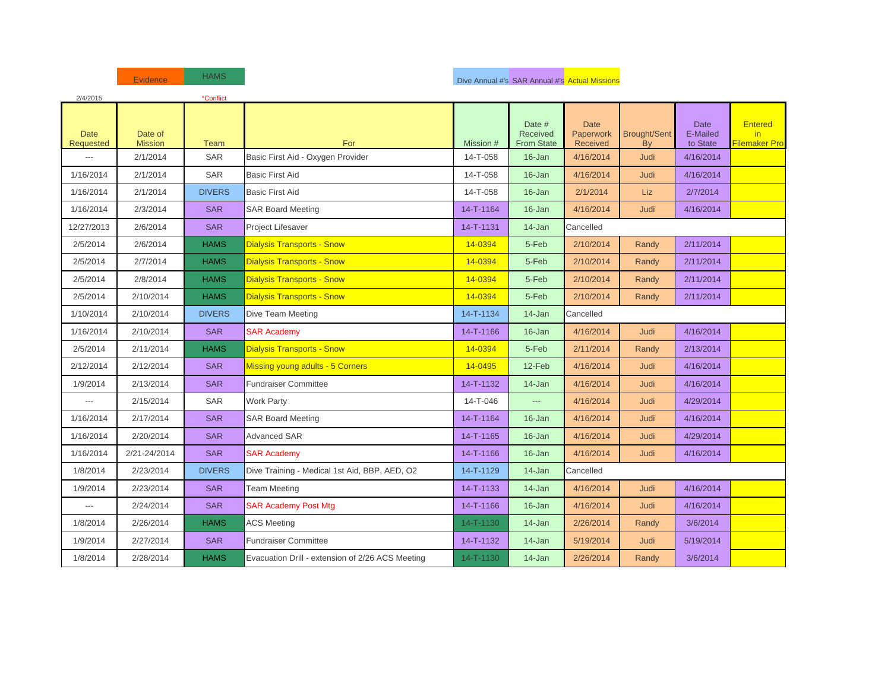Evidence | HAMS | Dive Annual #'s | SAR Annual #'s | Actual Missions

2/4/2015 *Conflict

| Date Requested | Date of Mission | Team | For | Mission # | Date # Received From State | Date Paperwork Received | Brought/Sent By | Date E-Mailed to State | Entered in Filemaker Pro |
|---|---|---|---|---|---|---|---|---|---|
| --- | 2/1/2014 | SAR | Basic First Aid - Oxygen Provider | 14-T-058 | 16-Jan | 4/16/2014 | Judi | 4/16/2014 | |
| 1/16/2014 | 2/1/2014 | SAR | Basic First Aid | 14-T-058 | 16-Jan | 4/16/2014 | Judi | 4/16/2014 | |
| 1/16/2014 | 2/1/2014 | DIVERS | Basic First Aid | 14-T-058 | 16-Jan | 2/1/2014 | Liz | 2/7/2014 | |
| 1/16/2014 | 2/3/2014 | SAR | SAR Board Meeting | 14-T-1164 | 16-Jan | 4/16/2014 | Judi | 4/16/2014 | |
| 12/27/2013 | 2/6/2014 | SAR | Project Lifesaver | 14-T-1131 | 14-Jan | Cancelled | | | |
| 2/5/2014 | 2/6/2014 | HAMS | Dialysis Transports - Snow | 14-0394 | 5-Feb | 2/10/2014 | Randy | 2/11/2014 | |
| 2/5/2014 | 2/7/2014 | HAMS | Dialysis Transports - Snow | 14-0394 | 5-Feb | 2/10/2014 | Randy | 2/11/2014 | |
| 2/5/2014 | 2/8/2014 | HAMS | Dialysis Transports - Snow | 14-0394 | 5-Feb | 2/10/2014 | Randy | 2/11/2014 | |
| 2/5/2014 | 2/10/2014 | HAMS | Dialysis Transports - Snow | 14-0394 | 5-Feb | 2/10/2014 | Randy | 2/11/2014 | |
| 1/10/2014 | 2/10/2014 | DIVERS | Dive Team Meeting | 14-T-1134 | 14-Jan | Cancelled | | | |
| 1/16/2014 | 2/10/2014 | SAR | SAR Academy | 14-T-1166 | 16-Jan | 4/16/2014 | Judi | 4/16/2014 | |
| 2/5/2014 | 2/11/2014 | HAMS | Dialysis Transports - Snow | 14-0394 | 5-Feb | 2/11/2014 | Randy | 2/13/2014 | |
| 2/12/2014 | 2/12/2014 | SAR | Missing young adults - 5 Corners | 14-0495 | 12-Feb | 4/16/2014 | Judi | 4/16/2014 | |
| 1/9/2014 | 2/13/2014 | SAR | Fundraiser Committee | 14-T-1132 | 14-Jan | 4/16/2014 | Judi | 4/16/2014 | |
| --- | 2/15/2014 | SAR | Work Party | 14-T-046 | --- | 4/16/2014 | Judi | 4/29/2014 | |
| 1/16/2014 | 2/17/2014 | SAR | SAR Board Meeting | 14-T-1164 | 16-Jan | 4/16/2014 | Judi | 4/16/2014 | |
| 1/16/2014 | 2/20/2014 | SAR | Advanced SAR | 14-T-1165 | 16-Jan | 4/16/2014 | Judi | 4/29/2014 | |
| 1/16/2014 | 2/21-24/2014 | SAR | SAR Academy | 14-T-1166 | 16-Jan | 4/16/2014 | Judi | 4/16/2014 | |
| 1/8/2014 | 2/23/2014 | DIVERS | Dive Training - Medical 1st Aid, BBP, AED, O2 | 14-T-1129 | 14-Jan | Cancelled | | | |
| 1/9/2014 | 2/23/2014 | SAR | Team Meeting | 14-T-1133 | 14-Jan | 4/16/2014 | Judi | 4/16/2014 | |
| --- | 2/24/2014 | SAR | SAR Academy Post Mtg | 14-T-1166 | 16-Jan | 4/16/2014 | Judi | 4/16/2014 | |
| 1/8/2014 | 2/26/2014 | HAMS | ACS Meeting | 14-T-1130 | 14-Jan | 2/26/2014 | Randy | 3/6/2014 | |
| 1/9/2014 | 2/27/2014 | SAR | Fundraiser Committee | 14-T-1132 | 14-Jan | 5/19/2014 | Judi | 5/19/2014 | |
| 1/8/2014 | 2/28/2014 | HAMS | Evacuation Drill - extension of 2/26 ACS Meeting | 14-T-1130 | 14-Jan | 2/26/2014 | Randy | 3/6/2014 | |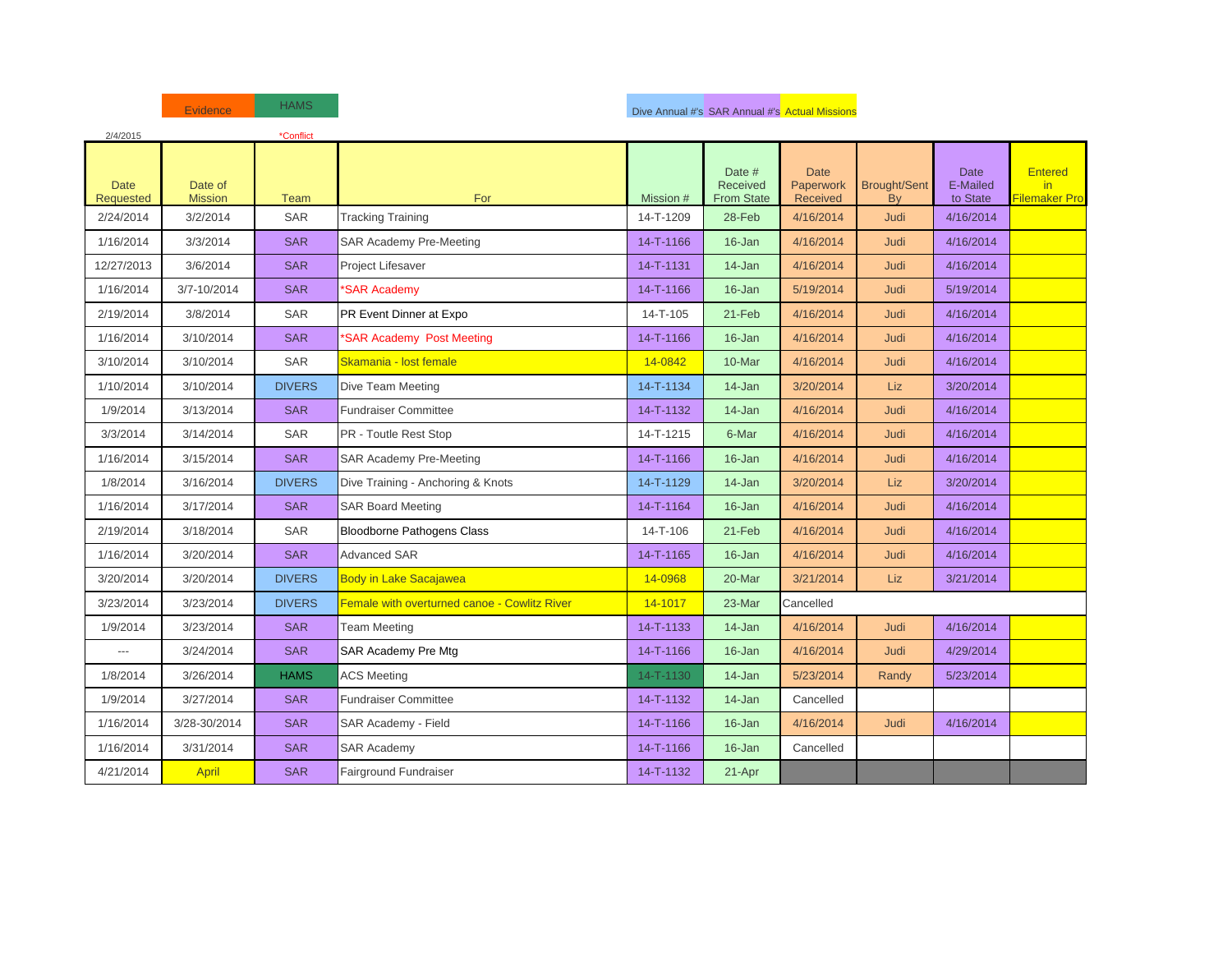Evidence | HAMS

Dive Annual #'s | SAR Annual #'s | Actual Missions

2/4/2015

*Conflict

| Date Requested | Date of Mission | Team | For | Mission # | Date # Received From State | Date Paperwork Received | Brought/Sent By | Date E-Mailed to State | Entered in Filemaker Pro |
|---|---|---|---|---|---|---|---|---|---|
| 2/24/2014 | 3/2/2014 | SAR | Tracking Training | 14-T-1209 | 28-Feb | 4/16/2014 | Judi | 4/16/2014 | |
| 1/16/2014 | 3/3/2014 | SAR | SAR Academy Pre-Meeting | 14-T-1166 | 16-Jan | 4/16/2014 | Judi | 4/16/2014 | |
| 12/27/2013 | 3/6/2014 | SAR | Project Lifesaver | 14-T-1131 | 14-Jan | 4/16/2014 | Judi | 4/16/2014 | |
| 1/16/2014 | 3/7-10/2014 | SAR | *SAR Academy | 14-T-1166 | 16-Jan | 5/19/2014 | Judi | 5/19/2014 | |
| 2/19/2014 | 3/8/2014 | SAR | PR Event Dinner at Expo | 14-T-105 | 21-Feb | 4/16/2014 | Judi | 4/16/2014 | |
| 1/16/2014 | 3/10/2014 | SAR | *SAR Academy Post Meeting | 14-T-1166 | 16-Jan | 4/16/2014 | Judi | 4/16/2014 | |
| 3/10/2014 | 3/10/2014 | SAR | Skamania - lost female | 14-0842 | 10-Mar | 4/16/2014 | Judi | 4/16/2014 | |
| 1/10/2014 | 3/10/2014 | DIVERS | Dive Team Meeting | 14-T-1134 | 14-Jan | 3/20/2014 | Liz | 3/20/2014 | |
| 1/9/2014 | 3/13/2014 | SAR | Fundraiser Committee | 14-T-1132 | 14-Jan | 4/16/2014 | Judi | 4/16/2014 | |
| 3/3/2014 | 3/14/2014 | SAR | PR - Toutle Rest Stop | 14-T-1215 | 6-Mar | 4/16/2014 | Judi | 4/16/2014 | |
| 1/16/2014 | 3/15/2014 | SAR | SAR Academy Pre-Meeting | 14-T-1166 | 16-Jan | 4/16/2014 | Judi | 4/16/2014 | |
| 1/8/2014 | 3/16/2014 | DIVERS | Dive Training - Anchoring & Knots | 14-T-1129 | 14-Jan | 3/20/2014 | Liz | 3/20/2014 | |
| 1/16/2014 | 3/17/2014 | SAR | SAR Board Meeting | 14-T-1164 | 16-Jan | 4/16/2014 | Judi | 4/16/2014 | |
| 2/19/2014 | 3/18/2014 | SAR | Bloodborne Pathogens Class | 14-T-106 | 21-Feb | 4/16/2014 | Judi | 4/16/2014 | |
| 1/16/2014 | 3/20/2014 | SAR | Advanced SAR | 14-T-1165 | 16-Jan | 4/16/2014 | Judi | 4/16/2014 | |
| 3/20/2014 | 3/20/2014 | DIVERS | Body in Lake Sacajawea | 14-0968 | 20-Mar | 3/21/2014 | Liz | 3/21/2014 | |
| 3/23/2014 | 3/23/2014 | DIVERS | Female with overturned canoe - Cowlitz River | 14-1017 | 23-Mar | Cancelled | | | |
| 1/9/2014 | 3/23/2014 | SAR | Team Meeting | 14-T-1133 | 14-Jan | 4/16/2014 | Judi | 4/16/2014 | |
| --- | 3/24/2014 | SAR | SAR Academy Pre Mtg | 14-T-1166 | 16-Jan | 4/16/2014 | Judi | 4/29/2014 | |
| 1/8/2014 | 3/26/2014 | HAMS | ACS Meeting | 14-T-1130 | 14-Jan | 5/23/2014 | Randy | 5/23/2014 | |
| 1/9/2014 | 3/27/2014 | SAR | Fundraiser Committee | 14-T-1132 | 14-Jan | Cancelled | | | |
| 1/16/2014 | 3/28-30/2014 | SAR | SAR Academy - Field | 14-T-1166 | 16-Jan | 4/16/2014 | Judi | 4/16/2014 | |
| 1/16/2014 | 3/31/2014 | SAR | SAR Academy | 14-T-1166 | 16-Jan | Cancelled | | | |
| 4/21/2014 | April | SAR | Fairground Fundraiser | 14-T-1132 | 21-Apr | | | | |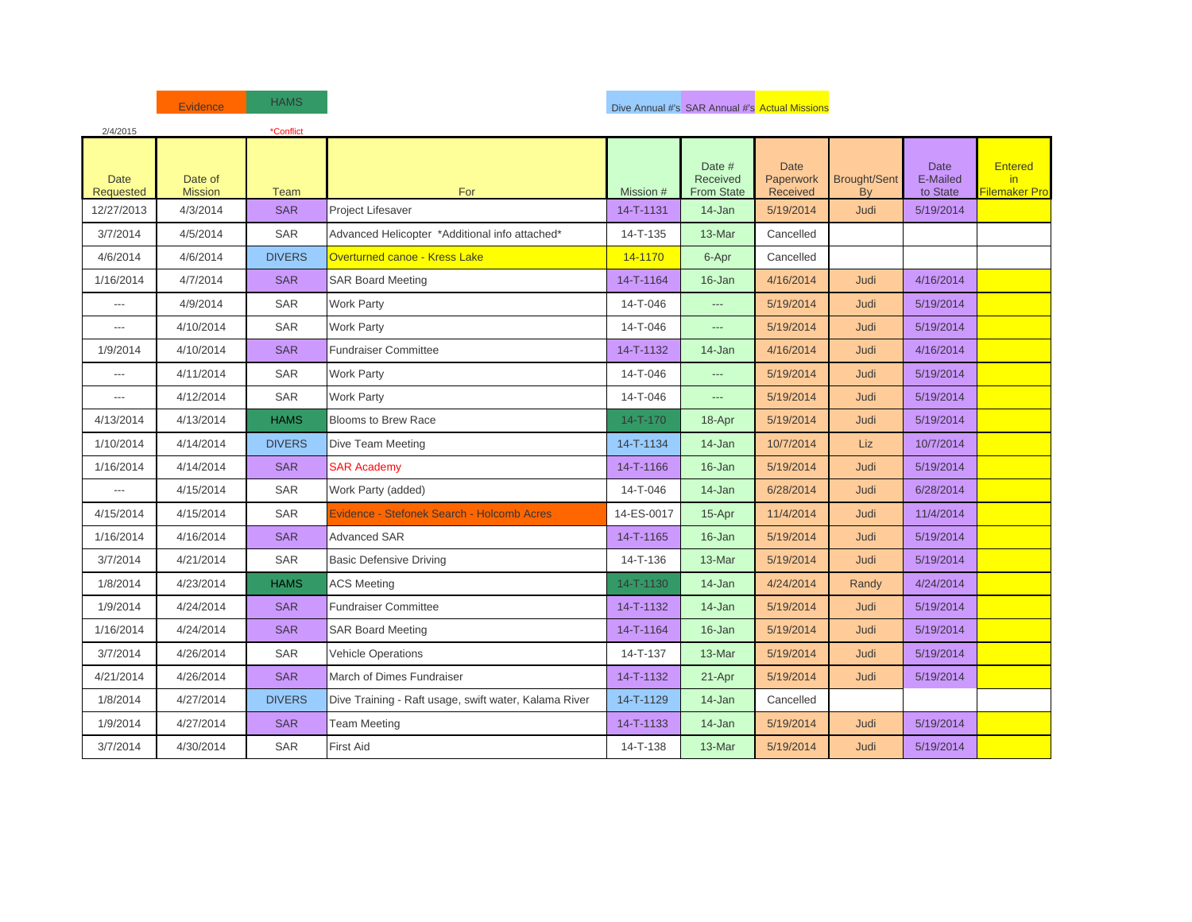Evidence | HAMS | Dive Annual #'s | SAR Annual #'s | Actual Missions

2/4/2015 | *Conflict

| Date Requested | Date of Mission | Team | For | Mission # | Date # Received From State | Date Paperwork Received | Brought/Sent By | Date E-Mailed to State | Entered in Filemaker Pro |
|---|---|---|---|---|---|---|---|---|---|
| 12/27/2013 | 4/3/2014 | SAR | Project Lifesaver | 14-T-1131 | 14-Jan | 5/19/2014 | Judi | 5/19/2014 | |
| 3/7/2014 | 4/5/2014 | SAR | Advanced Helicopter *Additional info attached* | 14-T-135 | 13-Mar | Cancelled | | | |
| 4/6/2014 | 4/6/2014 | DIVERS | Overturned canoe - Kress Lake | 14-1170 | 6-Apr | Cancelled | | | |
| 1/16/2014 | 4/7/2014 | SAR | SAR Board Meeting | 14-T-1164 | 16-Jan | 4/16/2014 | Judi | 4/16/2014 | |
| --- | 4/9/2014 | SAR | Work Party | 14-T-046 | --- | 5/19/2014 | Judi | 5/19/2014 | |
| --- | 4/10/2014 | SAR | Work Party | 14-T-046 | --- | 5/19/2014 | Judi | 5/19/2014 | |
| 1/9/2014 | 4/10/2014 | SAR | Fundraiser Committee | 14-T-1132 | 14-Jan | 4/16/2014 | Judi | 4/16/2014 | |
| --- | 4/11/2014 | SAR | Work Party | 14-T-046 | --- | 5/19/2014 | Judi | 5/19/2014 | |
| --- | 4/12/2014 | SAR | Work Party | 14-T-046 | --- | 5/19/2014 | Judi | 5/19/2014 | |
| 4/13/2014 | 4/13/2014 | HAMS | Blooms to Brew Race | 14-T-170 | 18-Apr | 5/19/2014 | Judi | 5/19/2014 | |
| 1/10/2014 | 4/14/2014 | DIVERS | Dive Team Meeting | 14-T-1134 | 14-Jan | 10/7/2014 | Liz | 10/7/2014 | |
| 1/16/2014 | 4/14/2014 | SAR | SAR Academy | 14-T-1166 | 16-Jan | 5/19/2014 | Judi | 5/19/2014 | |
| --- | 4/15/2014 | SAR | Work Party (added) | 14-T-046 | 14-Jan | 6/28/2014 | Judi | 6/28/2014 | |
| 4/15/2014 | 4/15/2014 | SAR | Evidence - Stefonek Search - Holcomb Acres | 14-ES-0017 | 15-Apr | 11/4/2014 | Judi | 11/4/2014 | |
| 1/16/2014 | 4/16/2014 | SAR | Advanced SAR | 14-T-1165 | 16-Jan | 5/19/2014 | Judi | 5/19/2014 | |
| 3/7/2014 | 4/21/2014 | SAR | Basic Defensive Driving | 14-T-136 | 13-Mar | 5/19/2014 | Judi | 5/19/2014 | |
| 1/8/2014 | 4/23/2014 | HAMS | ACS Meeting | 14-T-1130 | 14-Jan | 4/24/2014 | Randy | 4/24/2014 | |
| 1/9/2014 | 4/24/2014 | SAR | Fundraiser Committee | 14-T-1132 | 14-Jan | 5/19/2014 | Judi | 5/19/2014 | |
| 1/16/2014 | 4/24/2014 | SAR | SAR Board Meeting | 14-T-1164 | 16-Jan | 5/19/2014 | Judi | 5/19/2014 | |
| 3/7/2014 | 4/26/2014 | SAR | Vehicle Operations | 14-T-137 | 13-Mar | 5/19/2014 | Judi | 5/19/2014 | |
| 4/21/2014 | 4/26/2014 | SAR | March of Dimes Fundraiser | 14-T-1132 | 21-Apr | 5/19/2014 | Judi | 5/19/2014 | |
| 1/8/2014 | 4/27/2014 | DIVERS | Dive Training - Raft usage, swift water, Kalama River | 14-T-1129 | 14-Jan | Cancelled | | | |
| 1/9/2014 | 4/27/2014 | SAR | Team Meeting | 14-T-1133 | 14-Jan | 5/19/2014 | Judi | 5/19/2014 | |
| 3/7/2014 | 4/30/2014 | SAR | First Aid | 14-T-138 | 13-Mar | 5/19/2014 | Judi | 5/19/2014 | |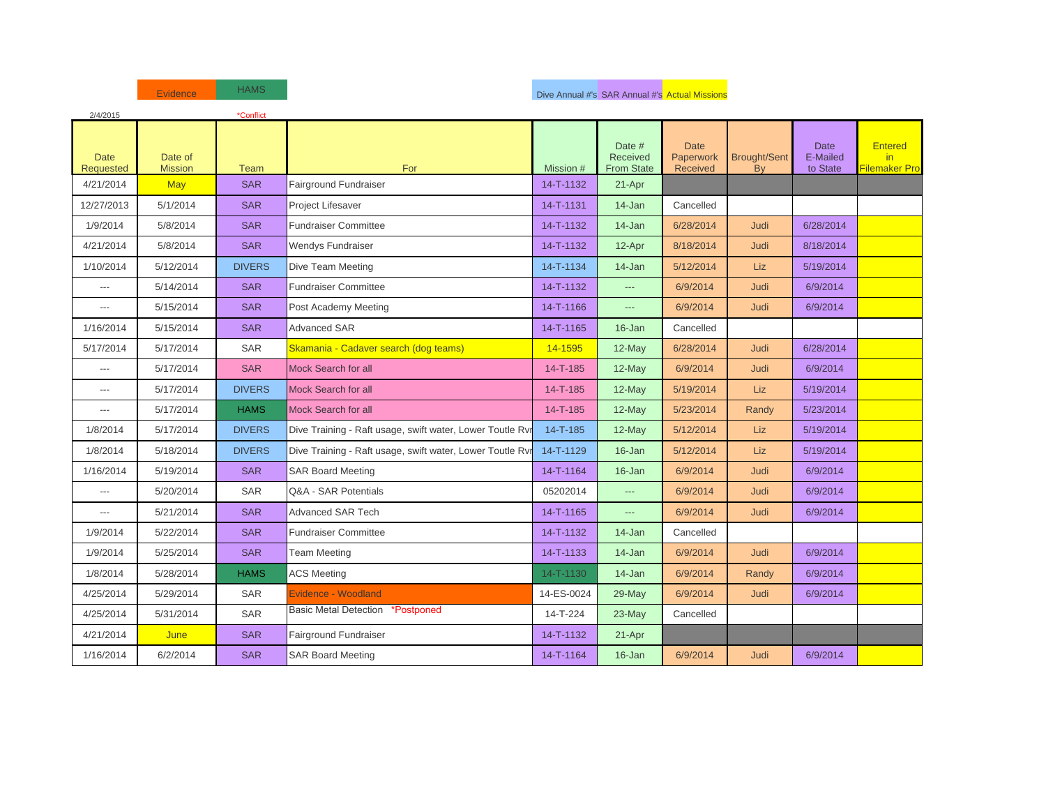Evidence HAMS

Dive Annual #'s SAR Annual #'s Actual Missions

2/4/2015 *Conflict

| Date Requested | Date of Mission | Team | For | Mission # | Date # Received From State | Date Paperwork Received | Brought/Sent By | Date E-Mailed to State | Entered in Filemaker Pro |
|---|---|---|---|---|---|---|---|---|---|
| 4/21/2014 | May | SAR | Fairground Fundraiser | 14-T-1132 | 21-Apr | | | | |
| 12/27/2013 | 5/1/2014 | SAR | Project Lifesaver | 14-T-1131 | 14-Jan | Cancelled | | | |
| 1/9/2014 | 5/8/2014 | SAR | Fundraiser Committee | 14-T-1132 | 14-Jan | 6/28/2014 | Judi | 6/28/2014 | |
| 4/21/2014 | 5/8/2014 | SAR | Wendys Fundraiser | 14-T-1132 | 12-Apr | 8/18/2014 | Judi | 8/18/2014 | |
| 1/10/2014 | 5/12/2014 | DIVERS | Dive Team Meeting | 14-T-1134 | 14-Jan | 5/12/2014 | Liz | 5/19/2014 | |
| --- | 5/14/2014 | SAR | Fundraiser Committee | 14-T-1132 | --- | 6/9/2014 | Judi | 6/9/2014 | |
| --- | 5/15/2014 | SAR | Post Academy Meeting | 14-T-1166 | --- | 6/9/2014 | Judi | 6/9/2014 | |
| 1/16/2014 | 5/15/2014 | SAR | Advanced SAR | 14-T-1165 | 16-Jan | Cancelled | | | |
| 5/17/2014 | 5/17/2014 | SAR | Skamania - Cadaver search (dog teams) | 14-1595 | 12-May | 6/28/2014 | Judi | 6/28/2014 | |
| --- | 5/17/2014 | SAR | Mock Search for all | 14-T-185 | 12-May | 6/9/2014 | Judi | 6/9/2014 | |
| --- | 5/17/2014 | DIVERS | Mock Search for all | 14-T-185 | 12-May | 5/19/2014 | Liz | 5/19/2014 | |
| --- | 5/17/2014 | HAMS | Mock Search for all | 14-T-185 | 12-May | 5/23/2014 | Randy | 5/23/2014 | |
| 1/8/2014 | 5/17/2014 | DIVERS | Dive Training - Raft usage, swift water, Lower Toutle Rvr | 14-T-185 | 12-May | 5/12/2014 | Liz | 5/19/2014 | |
| 1/8/2014 | 5/18/2014 | DIVERS | Dive Training - Raft usage, swift water, Lower Toutle Rvr | 14-T-1129 | 16-Jan | 5/12/2014 | Liz | 5/19/2014 | |
| 1/16/2014 | 5/19/2014 | SAR | SAR Board Meeting | 14-T-1164 | 16-Jan | 6/9/2014 | Judi | 6/9/2014 | |
| --- | 5/20/2014 | SAR | Q&A - SAR Potentials | 05202014 | --- | 6/9/2014 | Judi | 6/9/2014 | |
| --- | 5/21/2014 | SAR | Advanced SAR Tech | 14-T-1165 | --- | 6/9/2014 | Judi | 6/9/2014 | |
| 1/9/2014 | 5/22/2014 | SAR | Fundraiser Committee | 14-T-1132 | 14-Jan | Cancelled | | | |
| 1/9/2014 | 5/25/2014 | SAR | Team Meeting | 14-T-1133 | 14-Jan | 6/9/2014 | Judi | 6/9/2014 | |
| 1/8/2014 | 5/28/2014 | HAMS | ACS Meeting | 14-T-1130 | 14-Jan | 6/9/2014 | Randy | 6/9/2014 | |
| 4/25/2014 | 5/29/2014 | SAR | Evidence - Woodland | 14-ES-0024 | 29-May | 6/9/2014 | Judi | 6/9/2014 | |
| 4/25/2014 | 5/31/2014 | SAR | Basic Metal Detection *Postponed | 14-T-224 | 23-May | Cancelled | | | |
| 4/21/2014 | June | SAR | Fairground Fundraiser | 14-T-1132 | 21-Apr | | | | |
| 1/16/2014 | 6/2/2014 | SAR | SAR Board Meeting | 14-T-1164 | 16-Jan | 6/9/2014 | Judi | 6/9/2014 | |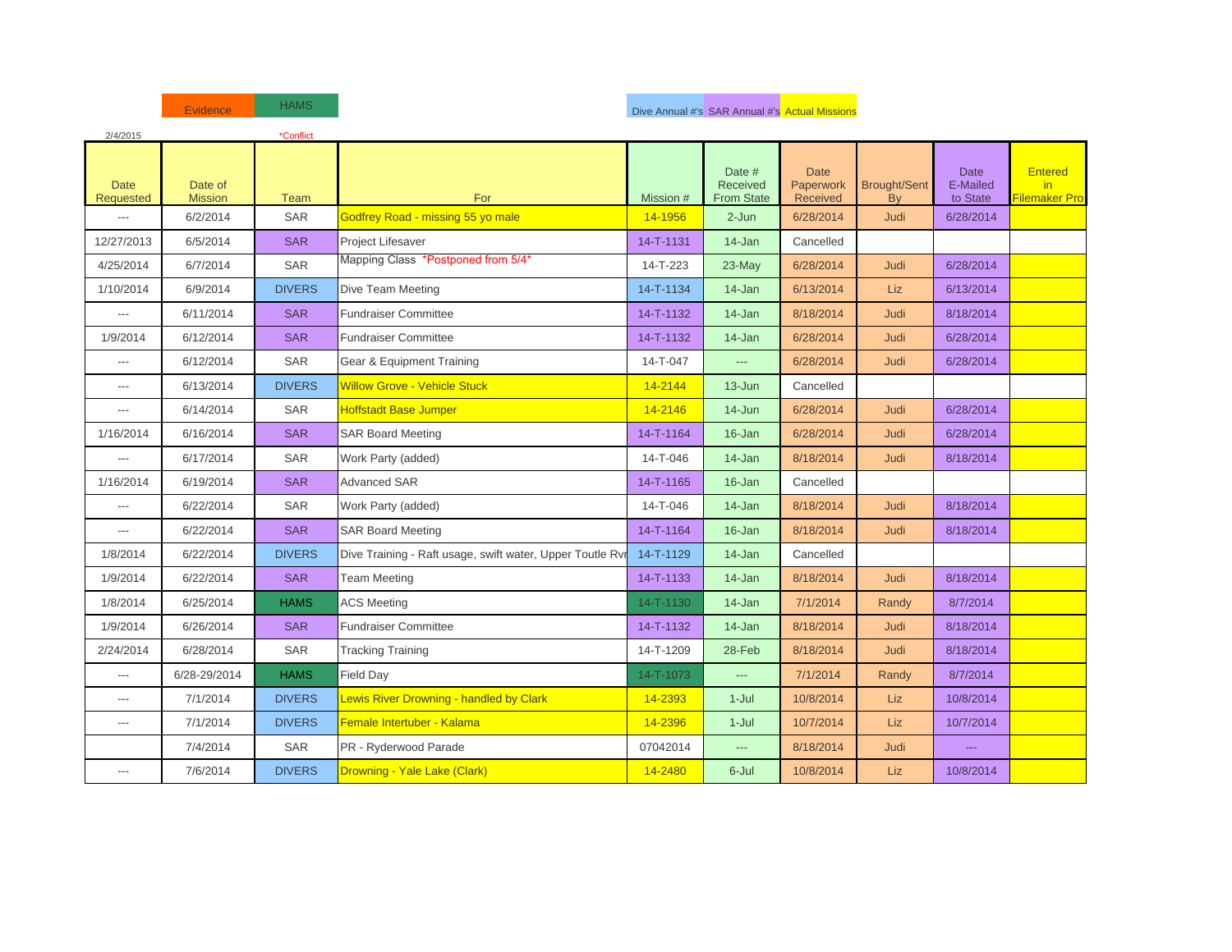Evidence | HAMS | Dive Annual #'s | SAR Annual #'s | Actual Missions

2/4/2015 *Conflict

| Date Requested | Date of Mission | Team | For | Mission # | Date # Received From State | Date Paperwork Received | Brought/Sent By | Date E-Mailed to State | Entered in Filemaker Pro |
|---|---|---|---|---|---|---|---|---|---|
| --- | 6/2/2014 | SAR | Godfrey Road - missing 55 yo male | 14-1956 | 2-Jun | 6/28/2014 | Judi | 6/28/2014 | |
| 12/27/2013 | 6/5/2014 | SAR | Project Lifesaver | 14-T-1131 | 14-Jan | Cancelled | | | |
| 4/25/2014 | 6/7/2014 | SAR | Mapping Class *Postponed from 5/4* | 14-T-223 | 23-May | 6/28/2014 | Judi | 6/28/2014 | |
| 1/10/2014 | 6/9/2014 | DIVERS | Dive Team Meeting | 14-T-1134 | 14-Jan | 6/13/2014 | Liz | 6/13/2014 | |
| --- | 6/11/2014 | SAR | Fundraiser Committee | 14-T-1132 | 14-Jan | 8/18/2014 | Judi | 8/18/2014 | |
| 1/9/2014 | 6/12/2014 | SAR | Fundraiser Committee | 14-T-1132 | 14-Jan | 6/28/2014 | Judi | 6/28/2014 | |
| --- | 6/12/2014 | SAR | Gear & Equipment Training | 14-T-047 | --- | 6/28/2014 | Judi | 6/28/2014 | |
| --- | 6/13/2014 | DIVERS | Willow Grove - Vehicle Stuck | 14-2144 | 13-Jun | Cancelled | | | |
| --- | 6/14/2014 | SAR | Hoffstadt Base Jumper | 14-2146 | 14-Jun | 6/28/2014 | Judi | 6/28/2014 | |
| 1/16/2014 | 6/16/2014 | SAR | SAR Board Meeting | 14-T-1164 | 16-Jan | 6/28/2014 | Judi | 6/28/2014 | |
| --- | 6/17/2014 | SAR | Work Party (added) | 14-T-046 | 14-Jan | 8/18/2014 | Judi | 8/18/2014 | |
| 1/16/2014 | 6/19/2014 | SAR | Advanced SAR | 14-T-1165 | 16-Jan | Cancelled | | | |
| --- | 6/22/2014 | SAR | Work Party (added) | 14-T-046 | 14-Jan | 8/18/2014 | Judi | 8/18/2014 | |
| --- | 6/22/2014 | SAR | SAR Board Meeting | 14-T-1164 | 16-Jan | 8/18/2014 | Judi | 8/18/2014 | |
| 1/8/2014 | 6/22/2014 | DIVERS | Dive Training - Raft usage, swift water, Upper Toutle Rvr | 14-T-1129 | 14-Jan | Cancelled | | | |
| 1/9/2014 | 6/22/2014 | SAR | Team Meeting | 14-T-1133 | 14-Jan | 8/18/2014 | Judi | 8/18/2014 | |
| 1/8/2014 | 6/25/2014 | HAMS | ACS Meeting | 14-T-1130 | 14-Jan | 7/1/2014 | Randy | 8/7/2014 | |
| 1/9/2014 | 6/26/2014 | SAR | Fundraiser Committee | 14-T-1132 | 14-Jan | 8/18/2014 | Judi | 8/18/2014 | |
| 2/24/2014 | 6/28/2014 | SAR | Tracking Training | 14-T-1209 | 28-Feb | 8/18/2014 | Judi | 8/18/2014 | |
| --- | 6/28-29/2014 | HAMS | Field Day | 14-T-1073 | --- | 7/1/2014 | Randy | 8/7/2014 | |
| --- | 7/1/2014 | DIVERS | Lewis River Drowning - handled by Clark | 14-2393 | 1-Jul | 10/8/2014 | Liz | 10/8/2014 | |
| --- | 7/1/2014 | DIVERS | Female Intertuber - Kalama | 14-2396 | 1-Jul | 10/7/2014 | Liz | 10/7/2014 | |
| | 7/4/2014 | SAR | PR - Ryderwood Parade | 07042014 | --- | 8/18/2014 | Judi | --- | |
| --- | 7/6/2014 | DIVERS | Drowning - Yale Lake (Clark) | 14-2480 | 6-Jul | 10/8/2014 | Liz | 10/8/2014 | |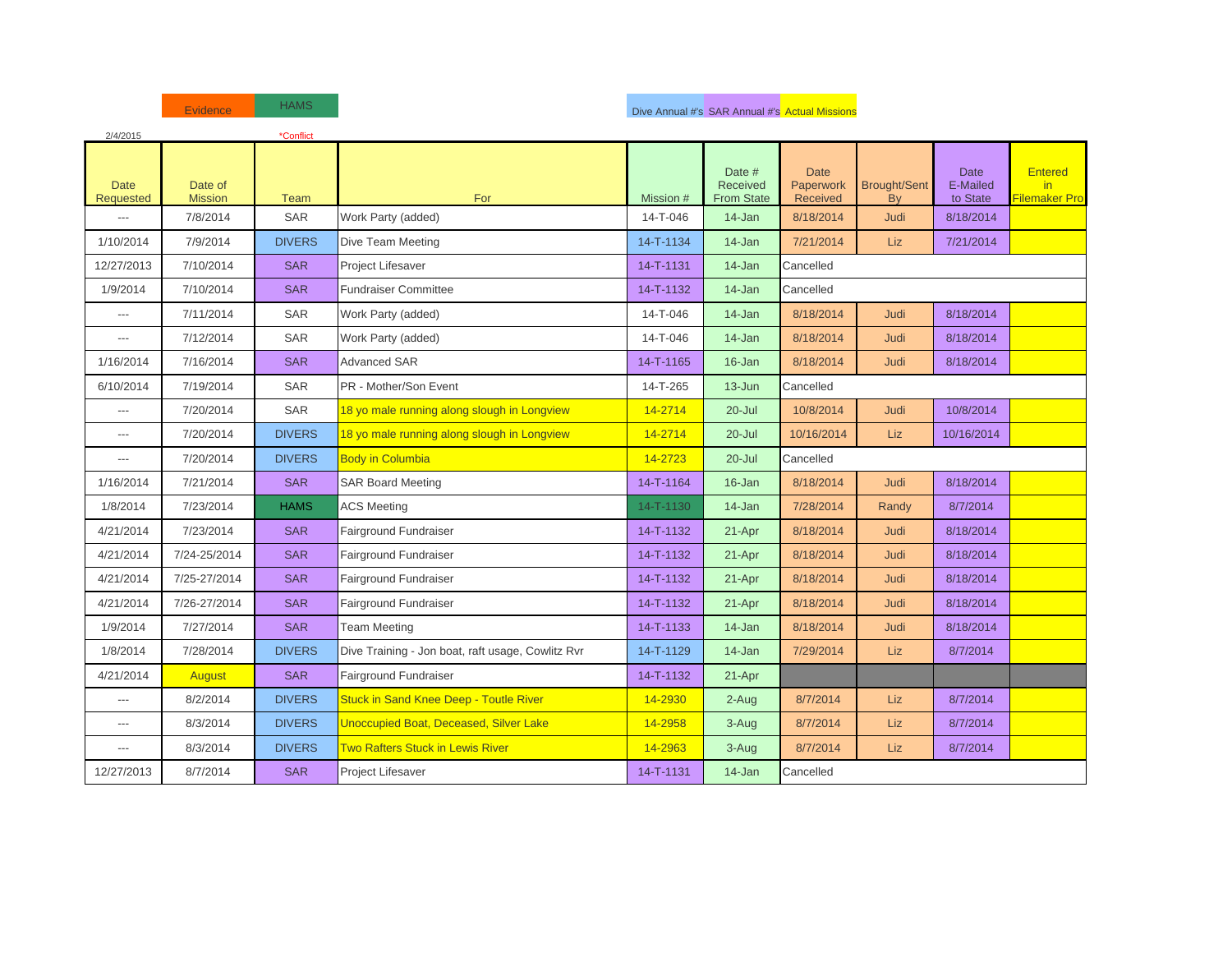Evidence HAMS

Dive Annual #'s SAR Annual #'s Actual Missions

2/4/2015 *Conflict

| Date Requested | Date of Mission | Team | For | Mission # | Date # Received From State | Date Paperwork Received | Brought/Sent By | Date E-Mailed to State | Entered in Filemaker Pro |
|---|---|---|---|---|---|---|---|---|---|
| --- | 7/8/2014 | SAR | Work Party (added) | 14-T-046 | 14-Jan | 8/18/2014 | Judi | 8/18/2014 | |
| 1/10/2014 | 7/9/2014 | DIVERS | Dive Team Meeting | 14-T-1134 | 14-Jan | 7/21/2014 | Liz | 7/21/2014 | |
| 12/27/2013 | 7/10/2014 | SAR | Project Lifesaver | 14-T-1131 | 14-Jan | Cancelled | | | |
| 1/9/2014 | 7/10/2014 | SAR | Fundraiser Committee | 14-T-1132 | 14-Jan | Cancelled | | | |
| --- | 7/11/2014 | SAR | Work Party (added) | 14-T-046 | 14-Jan | 8/18/2014 | Judi | 8/18/2014 | |
| --- | 7/12/2014 | SAR | Work Party (added) | 14-T-046 | 14-Jan | 8/18/2014 | Judi | 8/18/2014 | |
| 1/16/2014 | 7/16/2014 | SAR | Advanced SAR | 14-T-1165 | 16-Jan | 8/18/2014 | Judi | 8/18/2014 | |
| 6/10/2014 | 7/19/2014 | SAR | PR - Mother/Son Event | 14-T-265 | 13-Jun | Cancelled | | | |
| --- | 7/20/2014 | SAR | 18 yo male running along slough in Longview | 14-2714 | 20-Jul | 10/8/2014 | Judi | 10/8/2014 | |
| --- | 7/20/2014 | DIVERS | 18 yo male running along slough in Longview | 14-2714 | 20-Jul | 10/16/2014 | Liz | 10/16/2014 | |
| --- | 7/20/2014 | DIVERS | Body in Columbia | 14-2723 | 20-Jul | Cancelled | | | |
| 1/16/2014 | 7/21/2014 | SAR | SAR Board Meeting | 14-T-1164 | 16-Jan | 8/18/2014 | Judi | 8/18/2014 | |
| 1/8/2014 | 7/23/2014 | HAMS | ACS Meeting | 14-T-1130 | 14-Jan | 7/28/2014 | Randy | 8/7/2014 | |
| 4/21/2014 | 7/23/2014 | SAR | Fairground Fundraiser | 14-T-1132 | 21-Apr | 8/18/2014 | Judi | 8/18/2014 | |
| 4/21/2014 | 7/24-25/2014 | SAR | Fairground Fundraiser | 14-T-1132 | 21-Apr | 8/18/2014 | Judi | 8/18/2014 | |
| 4/21/2014 | 7/25-27/2014 | SAR | Fairground Fundraiser | 14-T-1132 | 21-Apr | 8/18/2014 | Judi | 8/18/2014 | |
| 4/21/2014 | 7/26-27/2014 | SAR | Fairground Fundraiser | 14-T-1132 | 21-Apr | 8/18/2014 | Judi | 8/18/2014 | |
| 1/9/2014 | 7/27/2014 | SAR | Team Meeting | 14-T-1133 | 14-Jan | 8/18/2014 | Judi | 8/18/2014 | |
| 1/8/2014 | 7/28/2014 | DIVERS | Dive Training - Jon boat, raft usage, Cowlitz Rvr | 14-T-1129 | 14-Jan | 7/29/2014 | Liz | 8/7/2014 | |
| 4/21/2014 | August | SAR | Fairground Fundraiser | 14-T-1132 | 21-Apr | | | | |
| --- | 8/2/2014 | DIVERS | Stuck in Sand Knee Deep - Toutle River | 14-2930 | 2-Aug | 8/7/2014 | Liz | 8/7/2014 | |
| --- | 8/3/2014 | DIVERS | Unoccupied Boat, Deceased, Silver Lake | 14-2958 | 3-Aug | 8/7/2014 | Liz | 8/7/2014 | |
| --- | 8/3/2014 | DIVERS | Two Rafters Stuck in Lewis River | 14-2963 | 3-Aug | 8/7/2014 | Liz | 8/7/2014 | |
| 12/27/2013 | 8/7/2014 | SAR | Project Lifesaver | 14-T-1131 | 14-Jan | Cancelled | | | |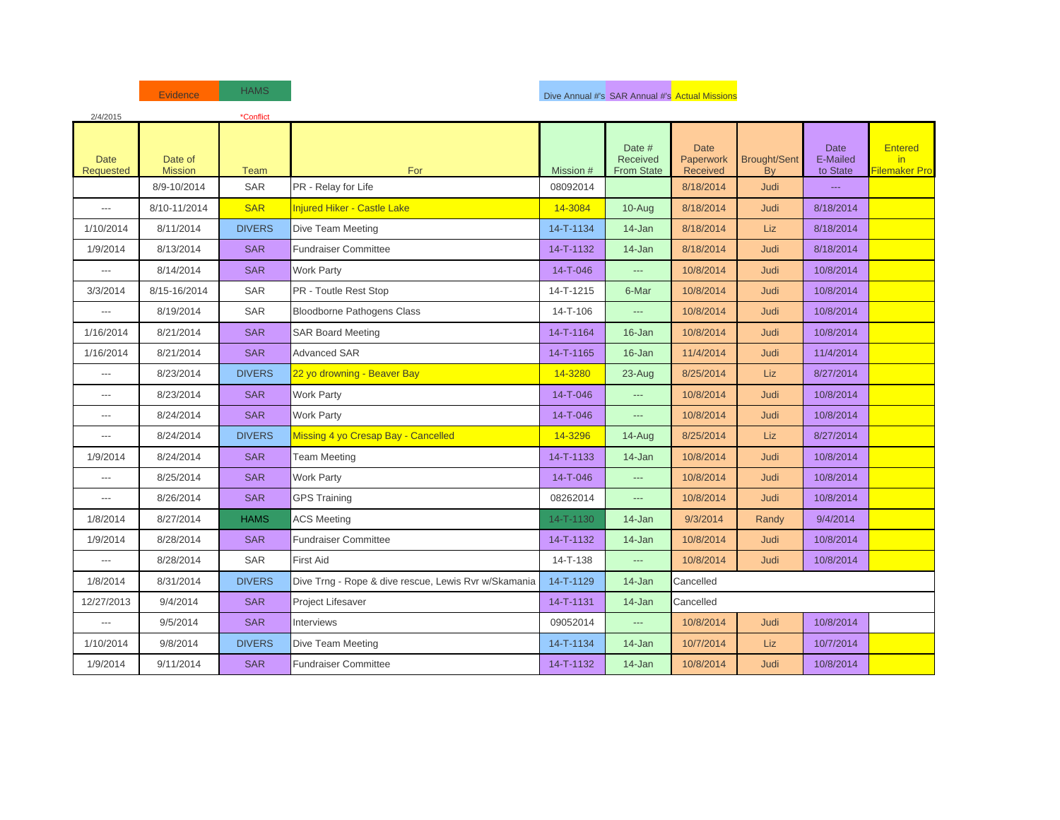Evidence | HAMS

Dive Annual #'s | SAR Annual #'s | Actual Missions

2/4/2015

*Conflict

| Date Requested | Date of Mission | Team | For | Mission # | Date # Received From State | Date Paperwork Received | Brought/Sent By | Date E-Mailed to State | Entered in Filemaker Pro |
|---|---|---|---|---|---|---|---|---|---|
| | 8/9-10/2014 | SAR | PR - Relay for Life | 08092014 | | 8/18/2014 | Judi | --- | |
| --- | 8/10-11/2014 | SAR | Injured Hiker - Castle Lake | 14-3084 | 10-Aug | 8/18/2014 | Judi | 8/18/2014 | |
| 1/10/2014 | 8/11/2014 | DIVERS | Dive Team Meeting | 14-T-1134 | 14-Jan | 8/18/2014 | Liz | 8/18/2014 | |
| 1/9/2014 | 8/13/2014 | SAR | Fundraiser Committee | 14-T-1132 | 14-Jan | 8/18/2014 | Judi | 8/18/2014 | |
| --- | 8/14/2014 | SAR | Work Party | 14-T-046 | --- | 10/8/2014 | Judi | 10/8/2014 | |
| 3/3/2014 | 8/15-16/2014 | SAR | PR - Toutle Rest Stop | 14-T-1215 | 6-Mar | 10/8/2014 | Judi | 10/8/2014 | |
| --- | 8/19/2014 | SAR | Bloodborne Pathogens Class | 14-T-106 | --- | 10/8/2014 | Judi | 10/8/2014 | |
| 1/16/2014 | 8/21/2014 | SAR | SAR Board Meeting | 14-T-1164 | 16-Jan | 10/8/2014 | Judi | 10/8/2014 | |
| 1/16/2014 | 8/21/2014 | SAR | Advanced SAR | 14-T-1165 | 16-Jan | 11/4/2014 | Judi | 11/4/2014 | |
| --- | 8/23/2014 | DIVERS | 22 yo drowning - Beaver Bay | 14-3280 | 23-Aug | 8/25/2014 | Liz | 8/27/2014 | |
| --- | 8/23/2014 | SAR | Work Party | 14-T-046 | --- | 10/8/2014 | Judi | 10/8/2014 | |
| --- | 8/24/2014 | SAR | Work Party | 14-T-046 | --- | 10/8/2014 | Judi | 10/8/2014 | |
| --- | 8/24/2014 | DIVERS | Missing 4 yo Cresap Bay - Cancelled | 14-3296 | 14-Aug | 8/25/2014 | Liz | 8/27/2014 | |
| 1/9/2014 | 8/24/2014 | SAR | Team Meeting | 14-T-1133 | 14-Jan | 10/8/2014 | Judi | 10/8/2014 | |
| --- | 8/25/2014 | SAR | Work Party | 14-T-046 | --- | 10/8/2014 | Judi | 10/8/2014 | |
| --- | 8/26/2014 | SAR | GPS Training | 08262014 | --- | 10/8/2014 | Judi | 10/8/2014 | |
| 1/8/2014 | 8/27/2014 | HAMS | ACS Meeting | 14-T-1130 | 14-Jan | 9/3/2014 | Randy | 9/4/2014 | |
| 1/9/2014 | 8/28/2014 | SAR | Fundraiser Committee | 14-T-1132 | 14-Jan | 10/8/2014 | Judi | 10/8/2014 | |
| --- | 8/28/2014 | SAR | First Aid | 14-T-138 | --- | 10/8/2014 | Judi | 10/8/2014 | |
| 1/8/2014 | 8/31/2014 | DIVERS | Dive Trng - Rope & dive rescue, Lewis Rvr w/Skamania | 14-T-1129 | 14-Jan | Cancelled | | | |
| 12/27/2013 | 9/4/2014 | SAR | Project Lifesaver | 14-T-1131 | 14-Jan | Cancelled | | | |
| --- | 9/5/2014 | SAR | Interviews | 09052014 | --- | 10/8/2014 | Judi | 10/8/2014 | |
| 1/10/2014 | 9/8/2014 | DIVERS | Dive Team Meeting | 14-T-1134 | 14-Jan | 10/7/2014 | Liz | 10/7/2014 | |
| 1/9/2014 | 9/11/2014 | SAR | Fundraiser Committee | 14-T-1132 | 14-Jan | 10/8/2014 | Judi | 10/8/2014 | |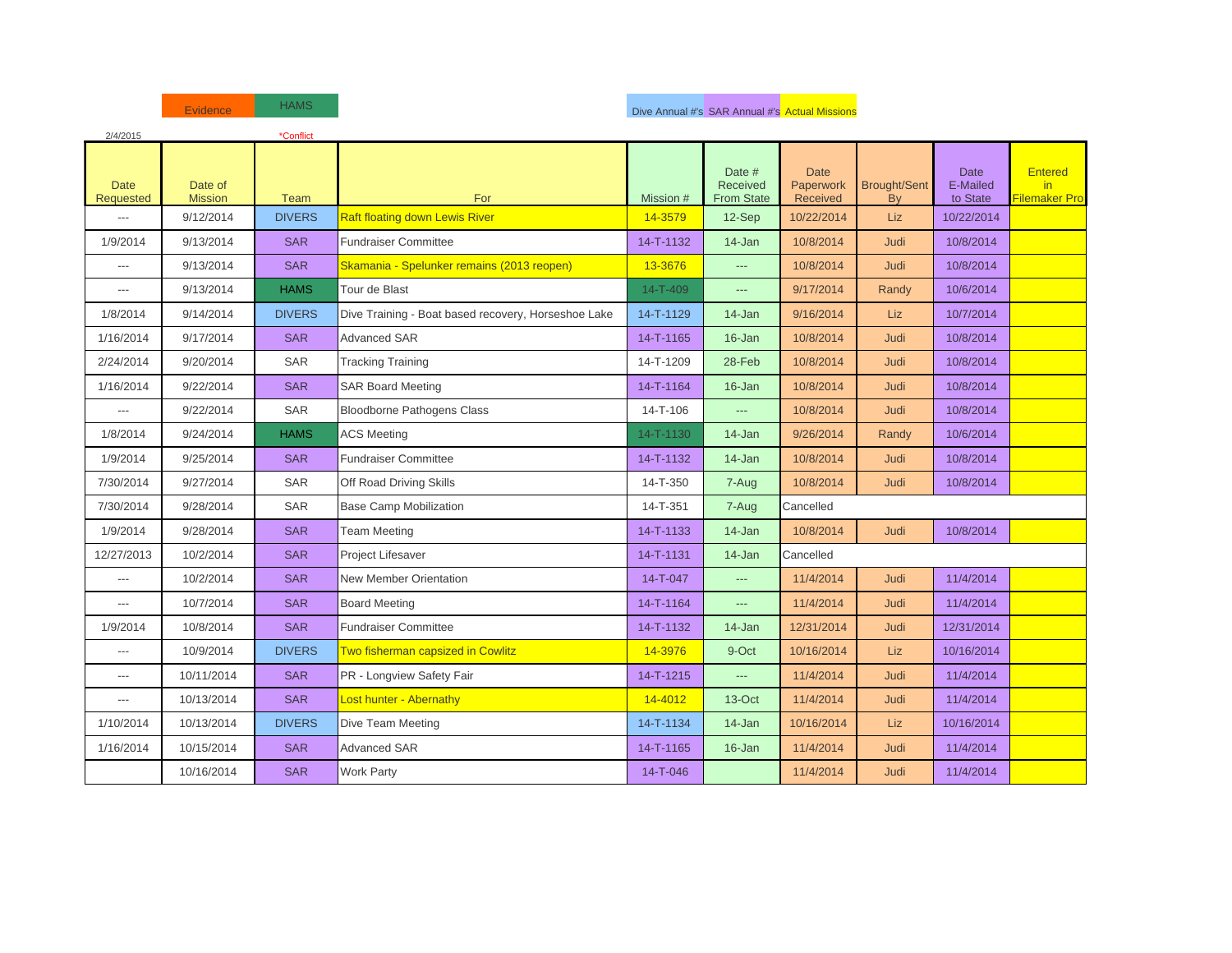Evidence | HAMS | Dive Annual #'s | SAR Annual #'s | Actual Missions

2/4/2015 | *Conflict

| Date Requested | Date of Mission | Team | For | Mission # | Date # Received From State | Date Paperwork Received | Brought/Sent By | Date E-Mailed to State | Entered in Filemaker Pro |
|---|---|---|---|---|---|---|---|---|---|
| --- | 9/12/2014 | DIVERS | Raft floating down Lewis River | 14-3579 | 12-Sep | 10/22/2014 | Liz | 10/22/2014 | |
| 1/9/2014 | 9/13/2014 | SAR | Fundraiser Committee | 14-T-1132 | 14-Jan | 10/8/2014 | Judi | 10/8/2014 | |
| --- | 9/13/2014 | SAR | Skamania - Spelunker remains (2013 reopen) | 13-3676 | --- | 10/8/2014 | Judi | 10/8/2014 | |
| --- | 9/13/2014 | HAMS | Tour de Blast | 14-T-409 | --- | 9/17/2014 | Randy | 10/6/2014 | |
| 1/8/2014 | 9/14/2014 | DIVERS | Dive Training - Boat based recovery, Horseshoe Lake | 14-T-1129 | 14-Jan | 9/16/2014 | Liz | 10/7/2014 | |
| 1/16/2014 | 9/17/2014 | SAR | Advanced SAR | 14-T-1165 | 16-Jan | 10/8/2014 | Judi | 10/8/2014 | |
| 2/24/2014 | 9/20/2014 | SAR | Tracking Training | 14-T-1209 | 28-Feb | 10/8/2014 | Judi | 10/8/2014 | |
| 1/16/2014 | 9/22/2014 | SAR | SAR Board Meeting | 14-T-1164 | 16-Jan | 10/8/2014 | Judi | 10/8/2014 | |
| --- | 9/22/2014 | SAR | Bloodborne Pathogens Class | 14-T-106 | --- | 10/8/2014 | Judi | 10/8/2014 | |
| 1/8/2014 | 9/24/2014 | HAMS | ACS Meeting | 14-T-1130 | 14-Jan | 9/26/2014 | Randy | 10/6/2014 | |
| 1/9/2014 | 9/25/2014 | SAR | Fundraiser Committee | 14-T-1132 | 14-Jan | 10/8/2014 | Judi | 10/8/2014 | |
| 7/30/2014 | 9/27/2014 | SAR | Off Road Driving Skills | 14-T-350 | 7-Aug | 10/8/2014 | Judi | 10/8/2014 | |
| 7/30/2014 | 9/28/2014 | SAR | Base Camp Mobilization | 14-T-351 | 7-Aug | Cancelled | | | |
| 1/9/2014 | 9/28/2014 | SAR | Team Meeting | 14-T-1133 | 14-Jan | 10/8/2014 | Judi | 10/8/2014 | |
| 12/27/2013 | 10/2/2014 | SAR | Project Lifesaver | 14-T-1131 | 14-Jan | Cancelled | | | |
| --- | 10/2/2014 | SAR | New Member Orientation | 14-T-047 | --- | 11/4/2014 | Judi | 11/4/2014 | |
| --- | 10/7/2014 | SAR | Board Meeting | 14-T-1164 | --- | 11/4/2014 | Judi | 11/4/2014 | |
| 1/9/2014 | 10/8/2014 | SAR | Fundraiser Committee | 14-T-1132 | 14-Jan | 12/31/2014 | Judi | 12/31/2014 | |
| --- | 10/9/2014 | DIVERS | Two fisherman capsized in Cowlitz | 14-3976 | 9-Oct | 10/16/2014 | Liz | 10/16/2014 | |
| --- | 10/11/2014 | SAR | PR - Longview Safety Fair | 14-T-1215 | --- | 11/4/2014 | Judi | 11/4/2014 | |
| --- | 10/13/2014 | SAR | Lost hunter - Abernathy | 14-4012 | 13-Oct | 11/4/2014 | Judi | 11/4/2014 | |
| 1/10/2014 | 10/13/2014 | DIVERS | Dive Team Meeting | 14-T-1134 | 14-Jan | 10/16/2014 | Liz | 10/16/2014 | |
| 1/16/2014 | 10/15/2014 | SAR | Advanced SAR | 14-T-1165 | 16-Jan | 11/4/2014 | Judi | 11/4/2014 | |
| | 10/16/2014 | SAR | Work Party | 14-T-046 | | 11/4/2014 | Judi | 11/4/2014 | |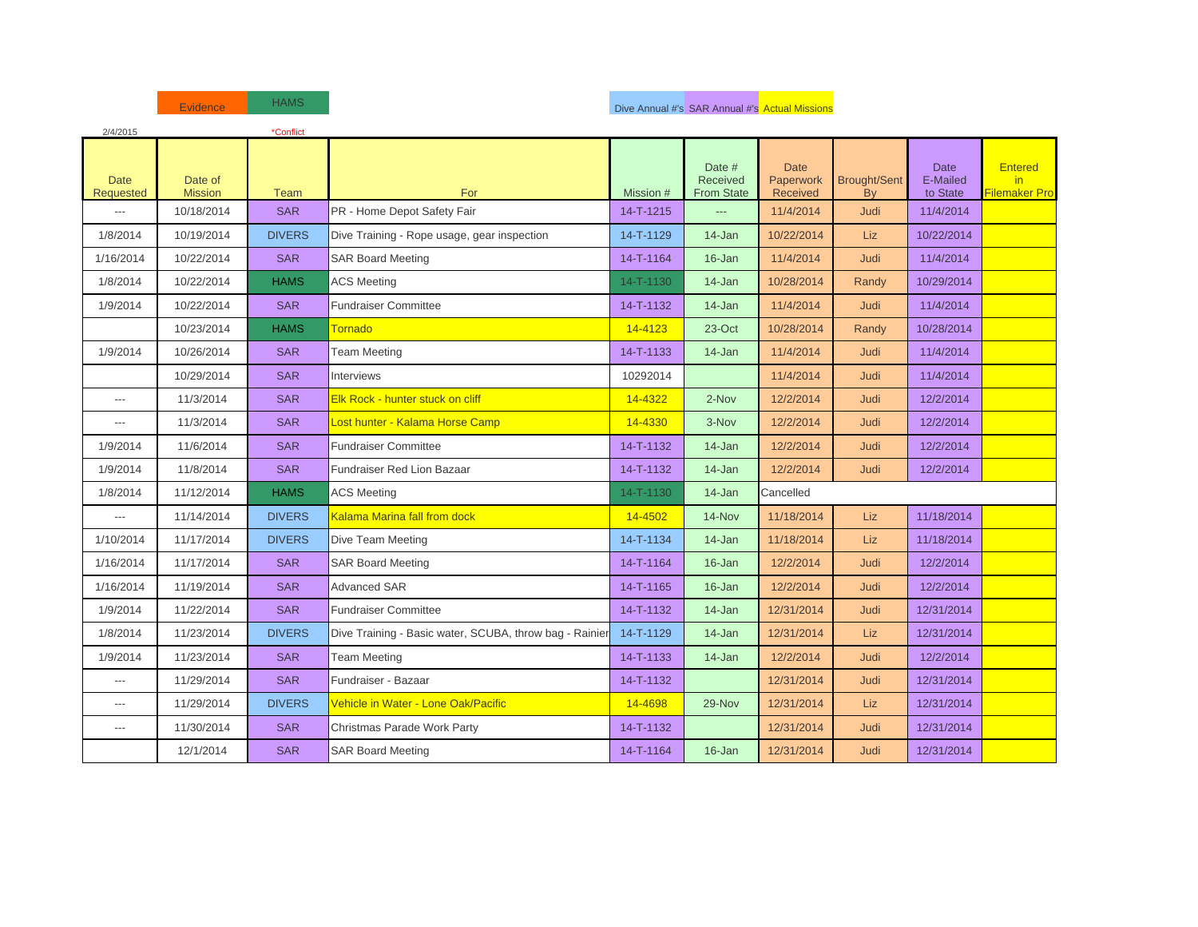Evidence | HAMS | Dive Annual #'s | SAR Annual #'s | Actual Missions

2/4/2015 | *Conflict

| Date Requested | Date of Mission | Team | For | Mission # | Date # Received From State | Date Paperwork Received | Brought/Sent By | Date E-Mailed to State | Entered in Filemaker Pro |
|---|---|---|---|---|---|---|---|---|---|
| --- | 10/18/2014 | SAR | PR - Home Depot Safety Fair | 14-T-1215 | --- | 11/4/2014 | Judi | 11/4/2014 | |
| 1/8/2014 | 10/19/2014 | DIVERS | Dive Training - Rope usage, gear inspection | 14-T-1129 | 14-Jan | 10/22/2014 | Liz | 10/22/2014 | |
| 1/16/2014 | 10/22/2014 | SAR | SAR Board Meeting | 14-T-1164 | 16-Jan | 11/4/2014 | Judi | 11/4/2014 | |
| 1/8/2014 | 10/22/2014 | HAMS | ACS Meeting | 14-T-1130 | 14-Jan | 10/28/2014 | Randy | 10/29/2014 | |
| 1/9/2014 | 10/22/2014 | SAR | Fundraiser Committee | 14-T-1132 | 14-Jan | 11/4/2014 | Judi | 11/4/2014 | |
| | 10/23/2014 | HAMS | Tornado | 14-4123 | 23-Oct | 10/28/2014 | Randy | 10/28/2014 | |
| 1/9/2014 | 10/26/2014 | SAR | Team Meeting | 14-T-1133 | 14-Jan | 11/4/2014 | Judi | 11/4/2014 | |
| | 10/29/2014 | SAR | Interviews | 10292014 | | 11/4/2014 | Judi | 11/4/2014 | |
| --- | 11/3/2014 | SAR | Elk Rock - hunter stuck on cliff | 14-4322 | 2-Nov | 12/2/2014 | Judi | 12/2/2014 | |
| --- | 11/3/2014 | SAR | Lost hunter - Kalama Horse Camp | 14-4330 | 3-Nov | 12/2/2014 | Judi | 12/2/2014 | |
| 1/9/2014 | 11/6/2014 | SAR | Fundraiser Committee | 14-T-1132 | 14-Jan | 12/2/2014 | Judi | 12/2/2014 | |
| 1/9/2014 | 11/8/2014 | SAR | Fundraiser Red Lion Bazaar | 14-T-1132 | 14-Jan | 12/2/2014 | Judi | 12/2/2014 | |
| 1/8/2014 | 11/12/2014 | HAMS | ACS Meeting | 14-T-1130 | 14-Jan | Cancelled | | | |
| --- | 11/14/2014 | DIVERS | Kalama Marina fall from dock | 14-4502 | 14-Nov | 11/18/2014 | Liz | 11/18/2014 | |
| 1/10/2014 | 11/17/2014 | DIVERS | Dive Team Meeting | 14-T-1134 | 14-Jan | 11/18/2014 | Liz | 11/18/2014 | |
| 1/16/2014 | 11/17/2014 | SAR | SAR Board Meeting | 14-T-1164 | 16-Jan | 12/2/2014 | Judi | 12/2/2014 | |
| 1/16/2014 | 11/19/2014 | SAR | Advanced SAR | 14-T-1165 | 16-Jan | 12/2/2014 | Judi | 12/2/2014 | |
| 1/9/2014 | 11/22/2014 | SAR | Fundraiser Committee | 14-T-1132 | 14-Jan | 12/31/2014 | Judi | 12/31/2014 | |
| 1/8/2014 | 11/23/2014 | DIVERS | Dive Training - Basic water, SCUBA, throw bag - Rainier | 14-T-1129 | 14-Jan | 12/31/2014 | Liz | 12/31/2014 | |
| 1/9/2014 | 11/23/2014 | SAR | Team Meeting | 14-T-1133 | 14-Jan | 12/2/2014 | Judi | 12/2/2014 | |
| --- | 11/29/2014 | SAR | Fundraiser - Bazaar | 14-T-1132 | | 12/31/2014 | Judi | 12/31/2014 | |
| --- | 11/29/2014 | DIVERS | Vehicle in Water - Lone Oak/Pacific | 14-4698 | 29-Nov | 12/31/2014 | Liz | 12/31/2014 | |
| --- | 11/30/2014 | SAR | Christmas Parade Work Party | 14-T-1132 | | 12/31/2014 | Judi | 12/31/2014 | |
| | 12/1/2014 | SAR | SAR Board Meeting | 14-T-1164 | 16-Jan | 12/31/2014 | Judi | 12/31/2014 | |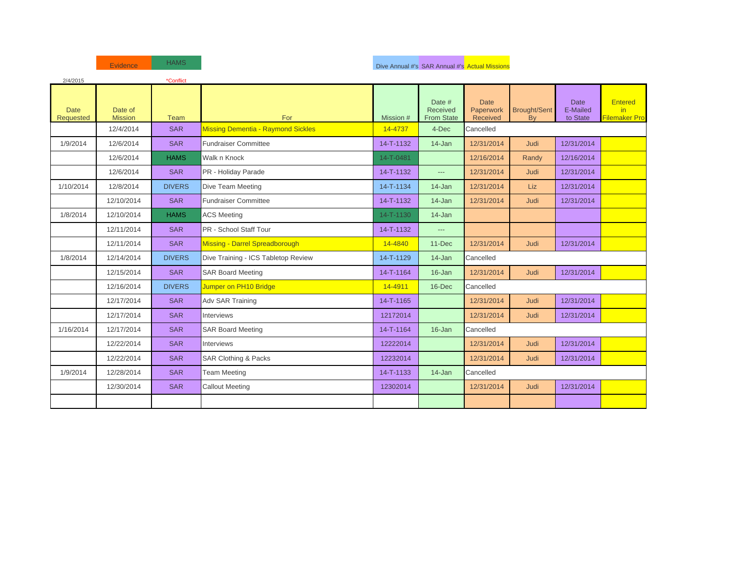Evidence HAMS

Dive Annual #'s SAR Annual #'s Actual Missions

2/4/2015

*Conflict

| Date Requested | Date of Mission | Team | For | Mission # | Date # Received From State | Date Paperwork Received | Brought/Sent By | Date E-Mailed to State | Entered in Filemaker Pro |
|---|---|---|---|---|---|---|---|---|---|
| | 12/4/2014 | SAR | Missing Dementia - Raymond Sickles | 14-4737 | 4-Dec | Cancelled | | | |
| 1/9/2014 | 12/6/2014 | SAR | Fundraiser Committee | 14-T-1132 | 14-Jan | 12/31/2014 | Judi | 12/31/2014 | |
| | 12/6/2014 | HAMS | Walk n Knock | 14-T-0481 | | 12/16/2014 | Randy | 12/16/2014 | |
| | 12/6/2014 | SAR | PR - Holiday Parade | 14-T-1132 | --- | 12/31/2014 | Judi | 12/31/2014 | |
| 1/10/2014 | 12/8/2014 | DIVERS | Dive Team Meeting | 14-T-1134 | 14-Jan | 12/31/2014 | Liz | 12/31/2014 | |
| | 12/10/2014 | SAR | Fundraiser Committee | 14-T-1132 | 14-Jan | 12/31/2014 | Judi | 12/31/2014 | |
| 1/8/2014 | 12/10/2014 | HAMS | ACS Meeting | 14-T-1130 | 14-Jan | | | | |
| | 12/11/2014 | SAR | PR - School Staff Tour | 14-T-1132 | --- | | | | |
| | 12/11/2014 | SAR | Missing - Darrel Spreadborough | 14-4840 | 11-Dec | 12/31/2014 | Judi | 12/31/2014 | |
| 1/8/2014 | 12/14/2014 | DIVERS | Dive Training - ICS Tabletop Review | 14-T-1129 | 14-Jan | Cancelled | | | |
| | 12/15/2014 | SAR | SAR Board Meeting | 14-T-1164 | 16-Jan | 12/31/2014 | Judi | 12/31/2014 | |
| | 12/16/2014 | DIVERS | Jumper on PH10 Bridge | 14-4911 | 16-Dec | Cancelled | | | |
| | 12/17/2014 | SAR | Adv SAR Training | 14-T-1165 | | 12/31/2014 | Judi | 12/31/2014 | |
| | 12/17/2014 | SAR | Interviews | 12172014 | | 12/31/2014 | Judi | 12/31/2014 | |
| 1/16/2014 | 12/17/2014 | SAR | SAR Board Meeting | 14-T-1164 | 16-Jan | Cancelled | | | |
| | 12/22/2014 | SAR | Interviews | 12222014 | | 12/31/2014 | Judi | 12/31/2014 | |
| | 12/22/2014 | SAR | SAR Clothing & Packs | 12232014 | | 12/31/2014 | Judi | 12/31/2014 | |
| 1/9/2014 | 12/28/2014 | SAR | Team Meeting | 14-T-1133 | 14-Jan | Cancelled | | | |
| | 12/30/2014 | SAR | Callout Meeting | 12302014 | | 12/31/2014 | Judi | 12/31/2014 | |
| | | | | | | | | | |